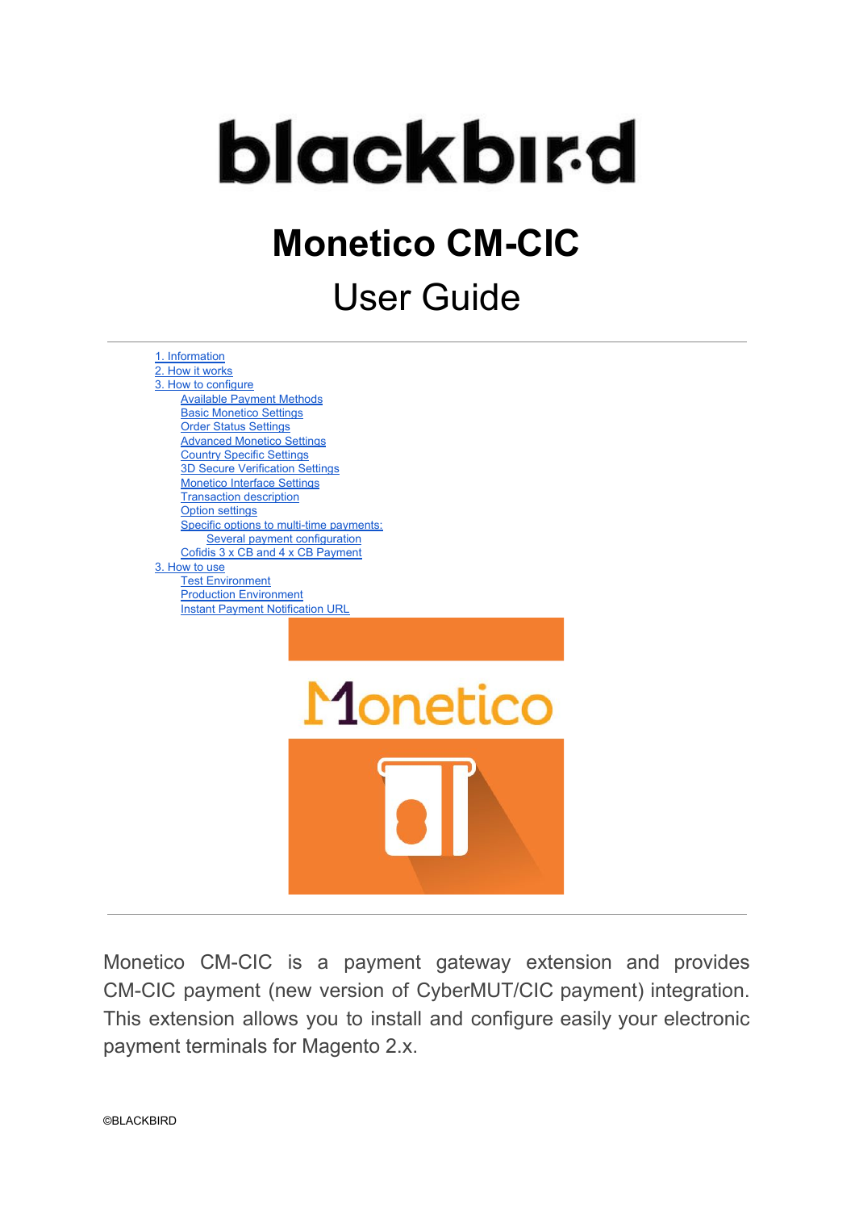blackbird

# Monetico CM-CIC

## User Guide

- 1. Information
- 2. How it works
- 3. How to configure
  - Available Payment Methods
  - Basic Monetico Settings
  - Order Status Settings
  - Advanced Monetico Settings
  - Country Specific Settings
  - 3D Secure Verification Settings
  - Monetico Interface Settings
  - Transaction description
  - Option settings
  - Specific options to multi-time payments:
    - Several payment configuration
  - Cofidis 3 x CB and 4 x CB Payment
- 3. How to use
  - Test Environment
  - Production Environment
  - Instant Payment Notification URL

Monetico CM-CIC is a payment gateway extension and provides CM-CIC payment (new version of CyberMUT/CIC payment) integration. This extension allows you to install and configure easily your electronic payment terminals for Magento 2.x.

©BLACKBIRD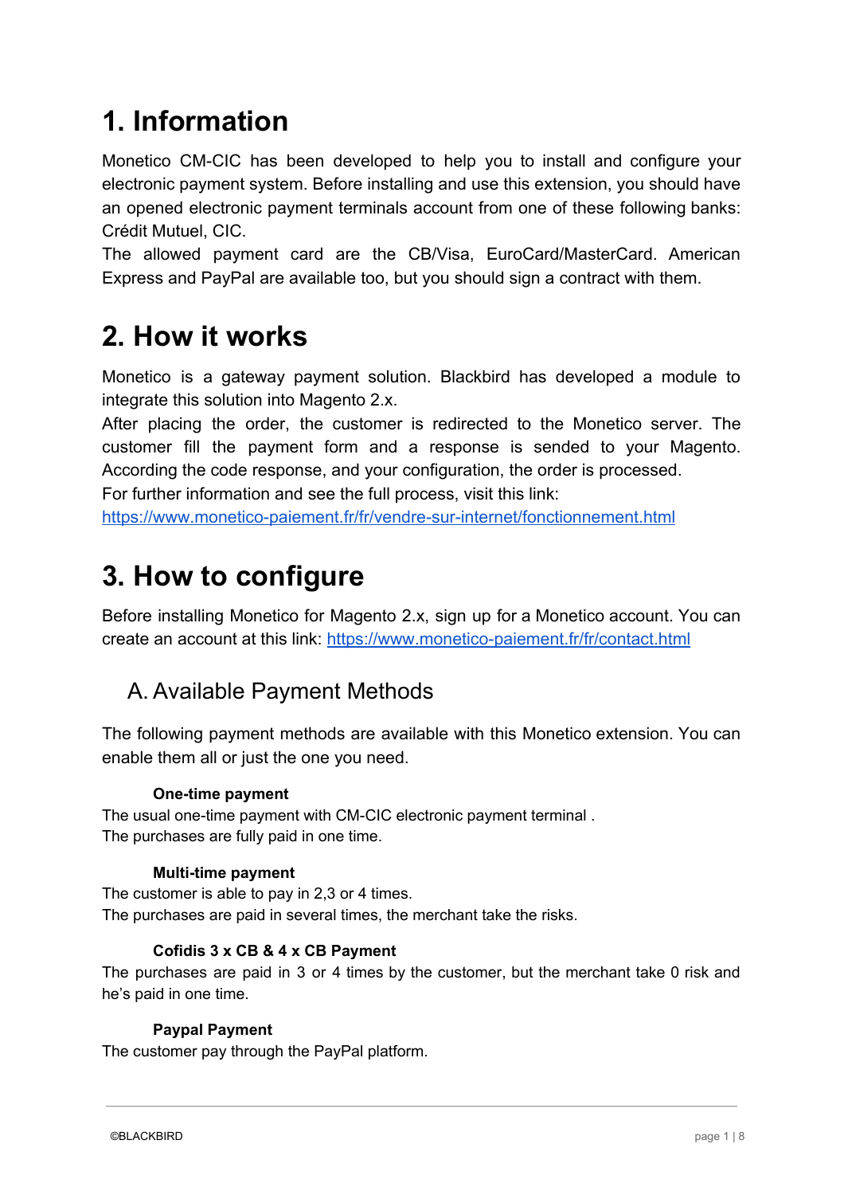# 1. Information

Monetico CM-CIC has been developed to help you to install and configure your electronic payment system. Before installing and use this extension, you should have an opened electronic payment terminals account from one of these following banks: Crédit Mutuel, CIC.
The allowed payment card are the CB/Visa, EuroCard/MasterCard. American Express and PayPal are available too, but you should sign a contract with them.

# 2. How it works

Monetico is a gateway payment solution. Blackbird has developed a module to integrate this solution into Magento 2.x.
After placing the order, the customer is redirected to the Monetico server. The customer fill the payment form and a response is sended to your Magento. According the code response, and your configuration, the order is processed.
For further information and see the full process, visit this link:
[https://www.monetico-paiement.fr/fr/vendre-sur-internet/fonctionnement.html](https://www.monetico-paiement.fr/fr/vendre-sur-internet/fonctionnement.html)

# 3. How to configure

Before installing Monetico for Magento 2.x, sign up for a Monetico account. You can create an account at this link: [https://www.monetico-paiement.fr/fr/contact.html](https://www.monetico-paiement.fr/fr/contact.html)

## A. Available Payment Methods

The following payment methods are available with this Monetico extension. You can enable them all or just the one you need.

**One-time payment**

The usual one-time payment with CM-CIC electronic payment terminal .
The purchases are fully paid in one time.

**Multi-time payment**

The customer is able to pay in 2,3 or 4 times.
The purchases are paid in several times, the merchant take the risks.

**Cofidis 3 x CB & 4 x CB Payment**

The purchases are paid in 3 or 4 times by the customer, but the merchant take 0 risk and he's paid in one time.

**Paypal Payment**

The customer pay through the PayPal platform.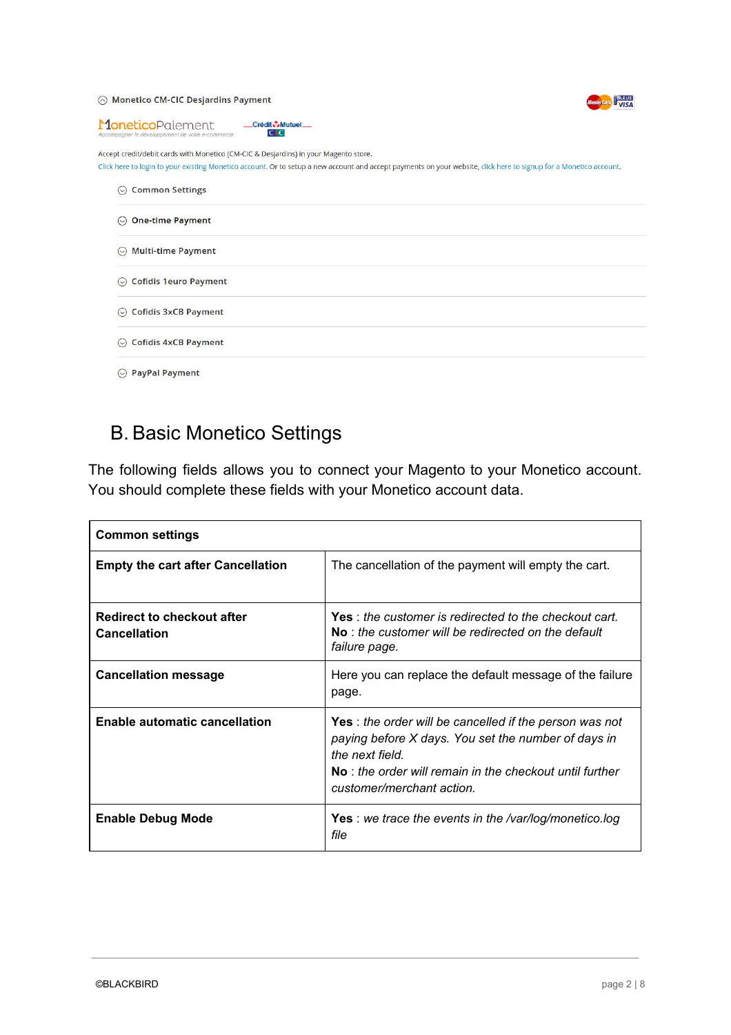Monetico CM-CIC Desjardins Payment

Accept credit/debit cards with Monetico (CM-CIC & Desjardins) in your Magento store.
Click here to login to your existing Monetico account. Or to setup a new account and accept payments on your website, click here to signup for a Monetico account.

- Common Settings
- One-time Payment
- Multi-time Payment
- Cofidis 1euro Payment
- Cofidis 3xCB Payment
- Cofidis 4xCB Payment
- PayPal Payment

## B. Basic Monetico Settings

The following fields allows you to connect your Magento to your Monetico account. You should complete these fields with your Monetico account data.

| **Common settings** | |
|---|---|
| **Empty the cart after Cancellation** | The cancellation of the payment will empty the cart. |
| **Redirect to checkout after Cancellation** | **Yes** : *the customer is redirected to the checkout cart.* **No** : *the customer will be redirected on the default failure page.* |
| **Cancellation message** | Here you can replace the default message of the failure page. |
| **Enable automatic cancellation** | **Yes** : *the order will be cancelled if the person was not paying before X days. You set the number of days in the next field.* **No** : *the order will remain in the checkout until further customer/merchant action.* |
| **Enable Debug Mode** | **Yes** : *we trace the events in the /var/log/monetico.log file* |

©BLACKBIRD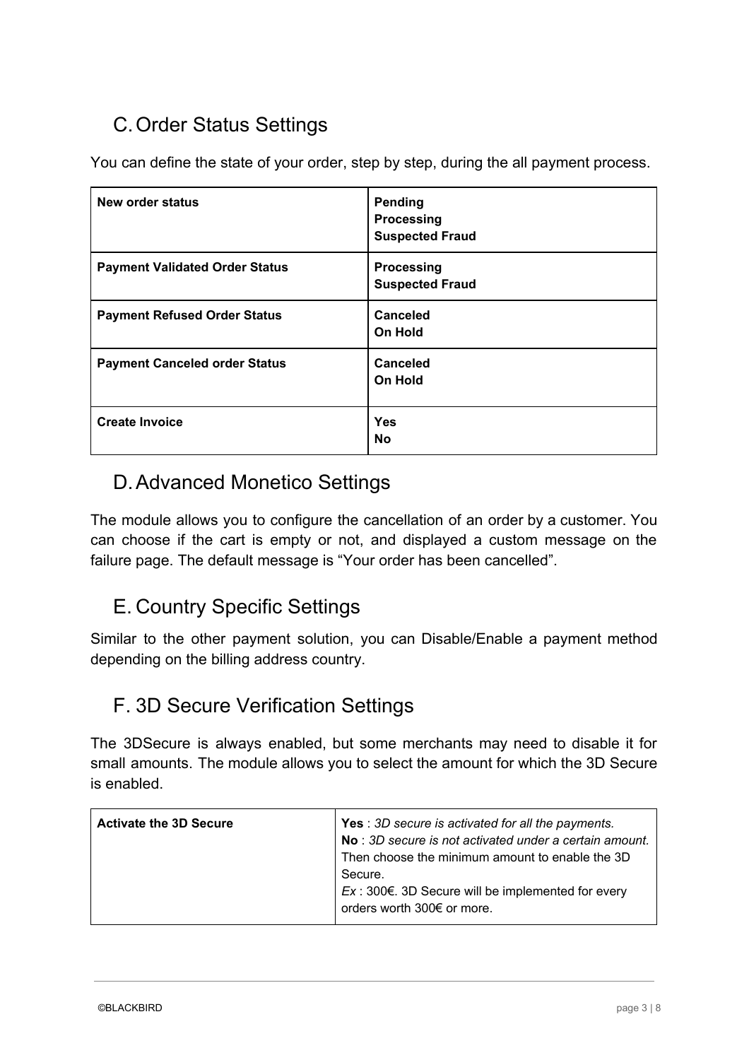## C. Order Status Settings

You can define the state of your order, step by step, during the all payment process.

| **New order status** | **Pending**<br>**Processing**<br>**Suspected Fraud** |
|---|---|
| **Payment Validated Order Status** | **Processing**<br>**Suspected Fraud** |
| **Payment Refused Order Status** | **Canceled**<br>**On Hold** |
| **Payment Canceled order Status** | **Canceled**<br>**On Hold** |
| **Create Invoice** | **Yes**<br>**No** |

## D. Advanced Monetico Settings

The module allows you to configure the cancellation of an order by a customer. You can choose if the cart is empty or not, and displayed a custom message on the failure page. The default message is "Your order has been cancelled".

## E. Country Specific Settings

Similar to the other payment solution, you can Disable/Enable a payment method depending on the billing address country.

## F. 3D Secure Verification Settings

The 3DSecure is always enabled, but some merchants may need to disable it for small amounts. The module allows you to select the amount for which the 3D Secure is enabled.

| **Activate the 3D Secure** | **Yes** : *3D secure is activated for all the payments.*<br>**No** : *3D secure is not activated under a certain amount.*<br>Then choose the minimum amount to enable the 3D Secure.<br>*Ex* : 300€. 3D Secure will be implemented for every orders worth 300€ or more. |
|---|---|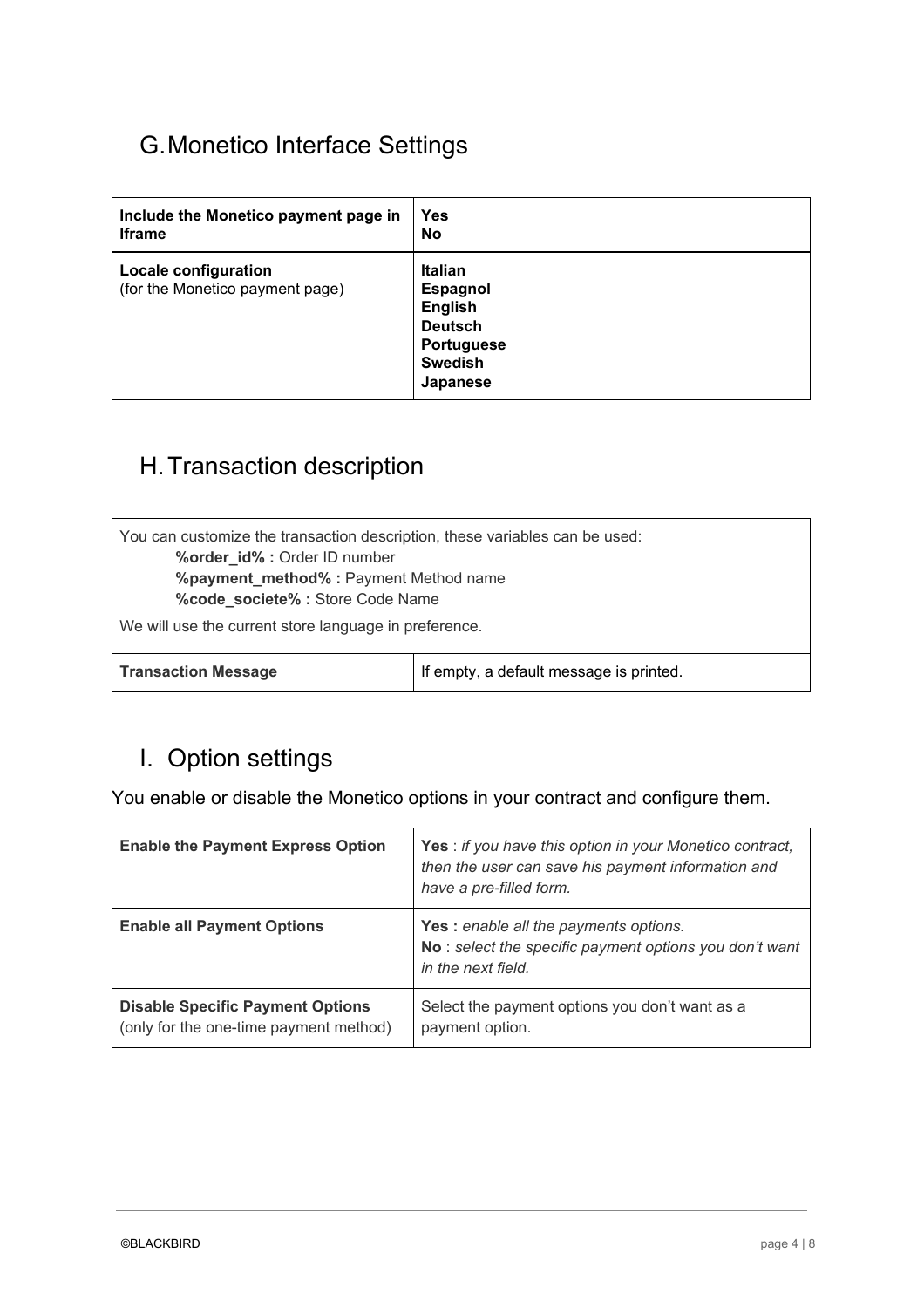## G. Monetico Interface Settings

| | |
|---|---|
| **Include the Monetico payment page in Iframe** | **Yes**<br>**No** |
| **Locale configuration**<br>(for the Monetico payment page) | **Italian**<br>**Espagnol**<br>**English**<br>**Deutsch**<br>**Portuguese**<br>**Swedish**<br>**Japanese** |

## H. Transaction description

You can customize the transaction description, these variables can be used:

- **%order_id% :** Order ID number
- **%payment_method% :** Payment Method name
- **%code_societe% :** Store Code Name

We will use the current store language in preference.

| | |
|---|---|
| **Transaction Message** | If empty, a default message is printed. |

## I. Option settings

You enable or disable the Monetico options in your contract and configure them.

| | |
|---|---|
| **Enable the Payment Express Option** | **Yes** : *if you have this option in your Monetico contract, then the user can save his payment information and have a pre-filled form.* |
| **Enable all Payment Options** | **Yes :** *enable all the payments options.*<br>**No** : *select the specific payment options you don't want in the next field.* |
| **Disable Specific Payment Options**<br>(only for the one-time payment method) | Select the payment options you don't want as a payment option. |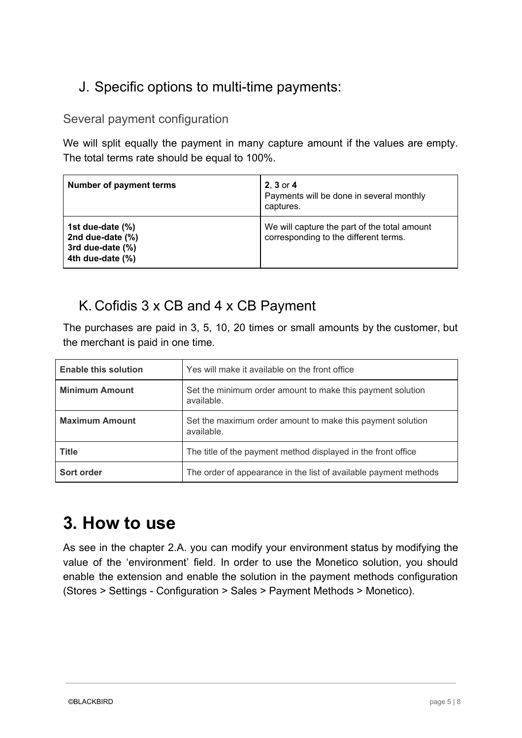## J. Specific options to multi-time payments:

### Several payment configuration

We will split equally the payment in many capture amount if the values are empty. The total terms rate should be equal to 100%.

| **Number of payment terms** | **2**, **3** or **4**<br>Payments will be done in several monthly captures. |
|---|---|
| **1st due-date (%)**<br>**2nd due-date (%)**<br>**3rd due-date (%)**<br>**4th due-date (%)** | We will capture the part of the total amount corresponding to the different terms. |

## K. Cofidis 3 x CB and 4 x CB Payment

The purchases are paid in 3, 5, 10, 20 times or small amounts by the customer, but the merchant is paid in one time.

| **Enable this solution** | Yes will make it available on the front office |
|---|---|
| **Minimum Amount** | Set the minimum order amount to make this payment solution available. |
| **Maximum Amount** | Set the maximum order amount to make this payment solution available. |
| **Title** | The title of the payment method displayed in the front office |
| **Sort order** | The order of appearance in the list of available payment methods |

# 3. How to use

As see in the chapter 2.A. you can modify your environment status by modifying the value of the 'environment' field. In order to use the Monetico solution, you should enable the extension and enable the solution in the payment methods configuration (Stores > Settings - Configuration > Sales > Payment Methods > Monetico).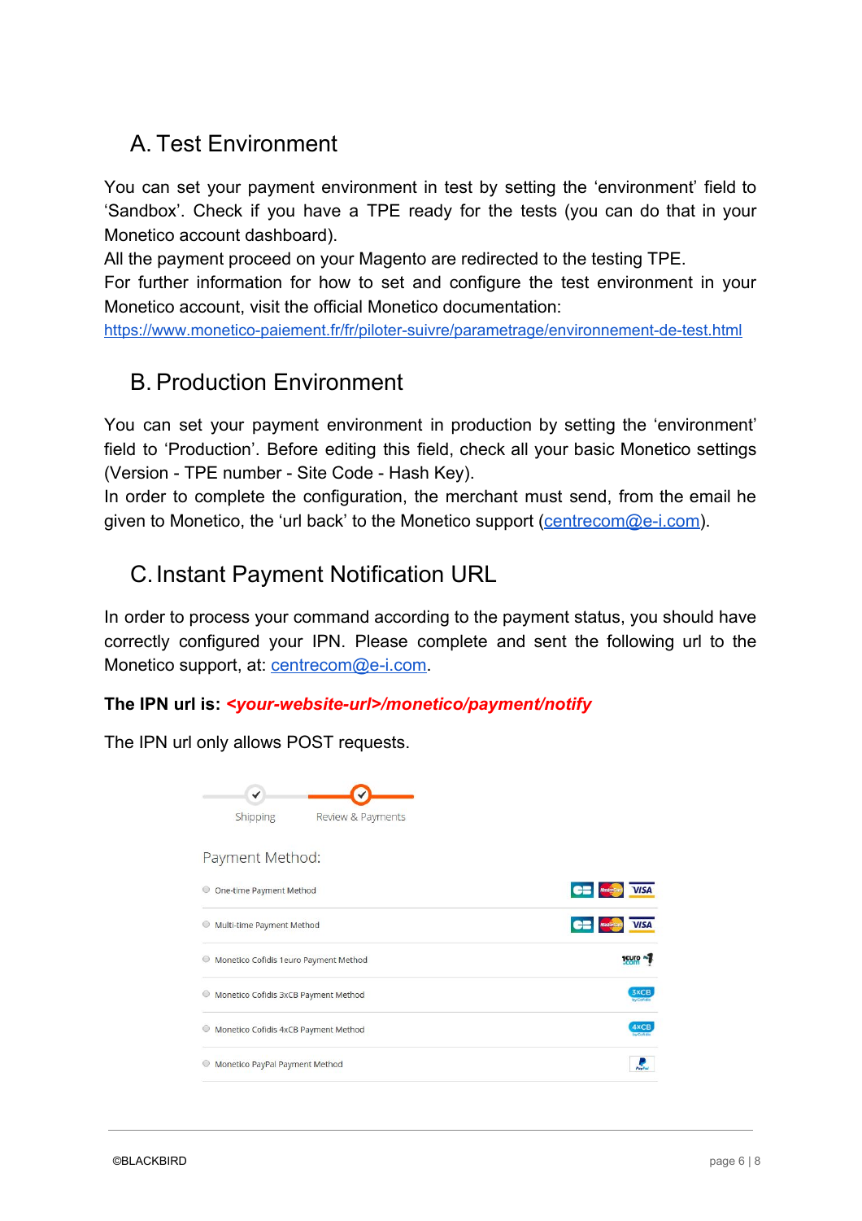## A. Test Environment

You can set your payment environment in test by setting the 'environment' field to 'Sandbox'. Check if you have a TPE ready for the tests (you can do that in your Monetico account dashboard).
All the payment proceed on your Magento are redirected to the testing TPE.
For further information for how to set and configure the test environment in your Monetico account, visit the official Monetico documentation:
https://www.monetico-paiement.fr/fr/piloter-suivre/parametrage/environnement-de-test.html

## B. Production Environment

You can set your payment environment in production by setting the 'environment' field to 'Production'. Before editing this field, check all your basic Monetico settings (Version - TPE number - Site Code - Hash Key).
In order to complete the configuration, the merchant must send, from the email he given to Monetico, the 'url back' to the Monetico support (centrecom@e-i.com).

## C. Instant Payment Notification URL

In order to process your command according to the payment status, you should have correctly configured your IPN. Please complete and sent the following url to the Monetico support, at: centrecom@e-i.com.

**The IPN url is: *<your-website-url>/monetico/payment/notify***

The IPN url only allows POST requests.

Shipping Review & Payments

Payment Method:

- One-time Payment Method
- Multi-time Payment Method
- Monetico Cofidis 1euro Payment Method
- Monetico Cofidis 3xCB Payment Method
- Monetico Cofidis 4xCB Payment Method
- Monetico PayPal Payment Method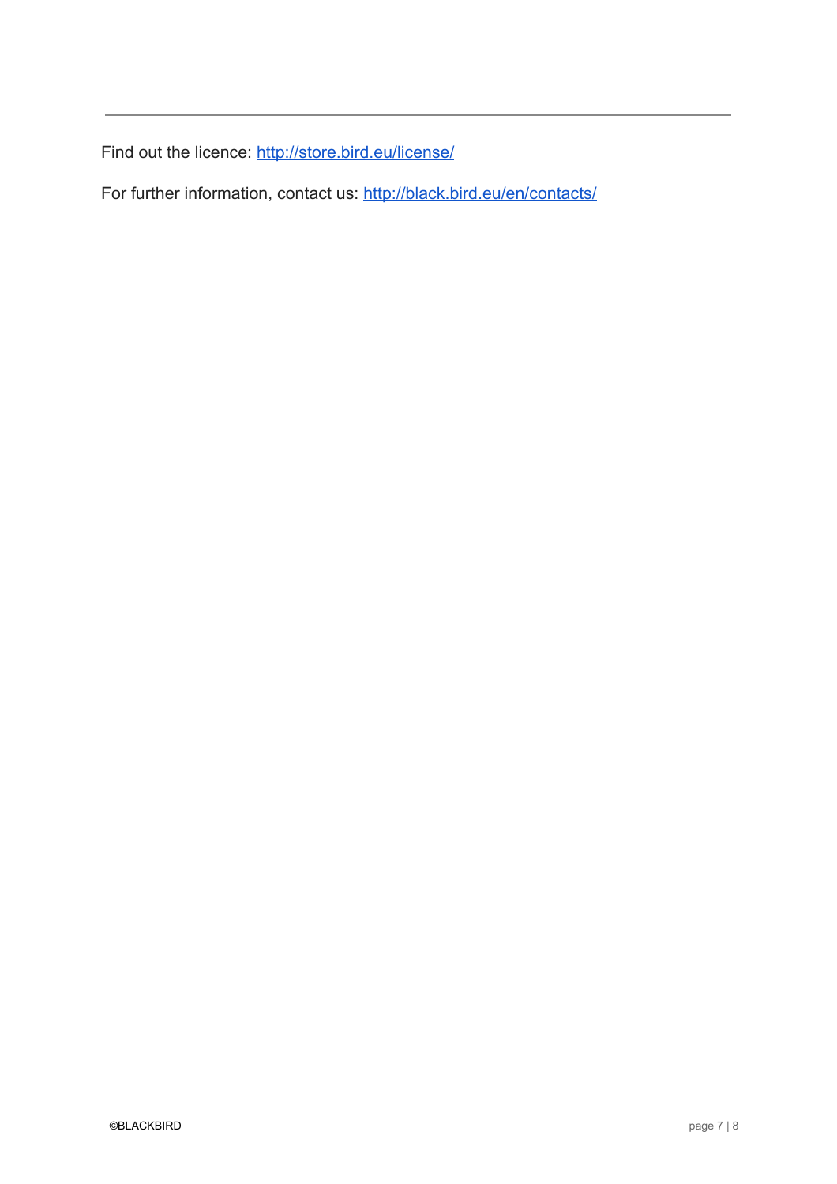---

Find out the licence: [http://store.bird.eu/license/](http://store.bird.eu/license/)

For further information, contact us: [http://black.bird.eu/en/contacts/](http://black.bird.eu/en/contacts/)